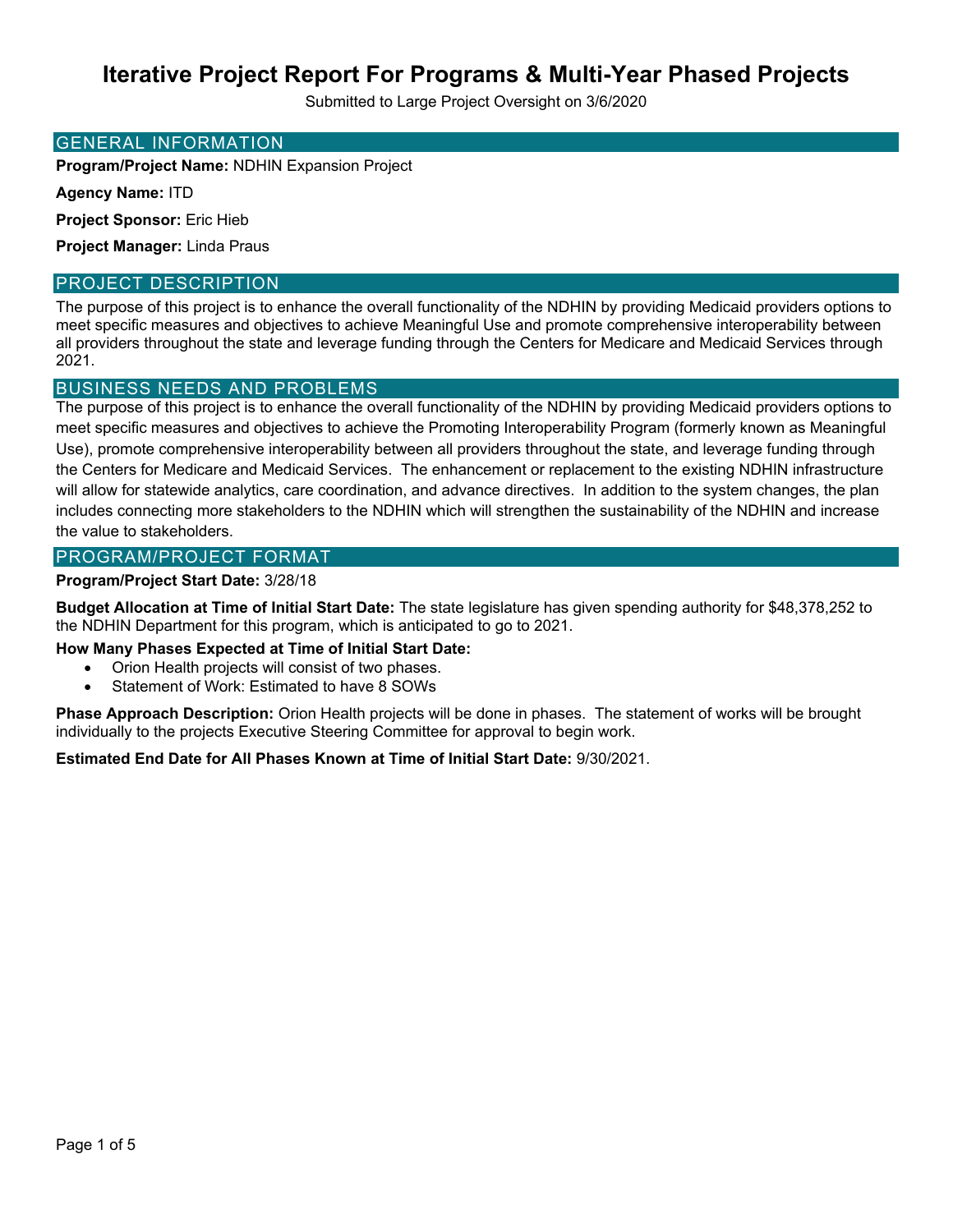# Iterative Project Report For Programs & Multi-Year Phased Projects

Submitted to Large Project Oversight on 3/6/2020

## GENERAL INFORMATION

**Program/Project Name:** NDHIN Expansion Project

**Agency Name:** ITD

**Project Sponsor:** Eric Hieb

**Project Manager:** Linda Praus

## PROJECT DESCRIPTION

The purpose of this project is to enhance the overall functionality of the NDHIN by providing Medicaid providers options to meet specific measures and objectives to achieve Meaningful Use and promote comprehensive interoperability between all providers throughout the state and leverage funding through the Centers for Medicare and Medicaid Services through 2021.

## BUSINESS NEEDS AND PROBLEMS

The purpose of this project is to enhance the overall functionality of the NDHIN by providing Medicaid providers options to meet specific measures and objectives to achieve the Promoting Interoperability Program (formerly known as Meaningful Use), promote comprehensive interoperability between all providers throughout the state, and leverage funding through the Centers for Medicare and Medicaid Services. The enhancement or replacement to the existing NDHIN infrastructure will allow for statewide analytics, care coordination, and advance directives. In addition to the system changes, the plan includes connecting more stakeholders to the NDHIN which will strengthen the sustainability of the NDHIN and increase the value to stakeholders.

## PROGRAM/PROJECT FORMAT

**Program/Project Start Date:** 3/28/18

**Budget Allocation at Time of Initial Start Date:** The state legislature has given spending authority for $48,378,252 to the NDHIN Department for this program, which is anticipated to go to 2021.

**How Many Phases Expected at Time of Initial Start Date:**

- Orion Health projects will consist of two phases.
- Statement of Work: Estimated to have 8 SOWs

**Phase Approach Description:** Orion Health projects will be done in phases. The statement of works will be brought individually to the projects Executive Steering Committee for approval to begin work.

**Estimated End Date for All Phases Known at Time of Initial Start Date:** 9/30/2021.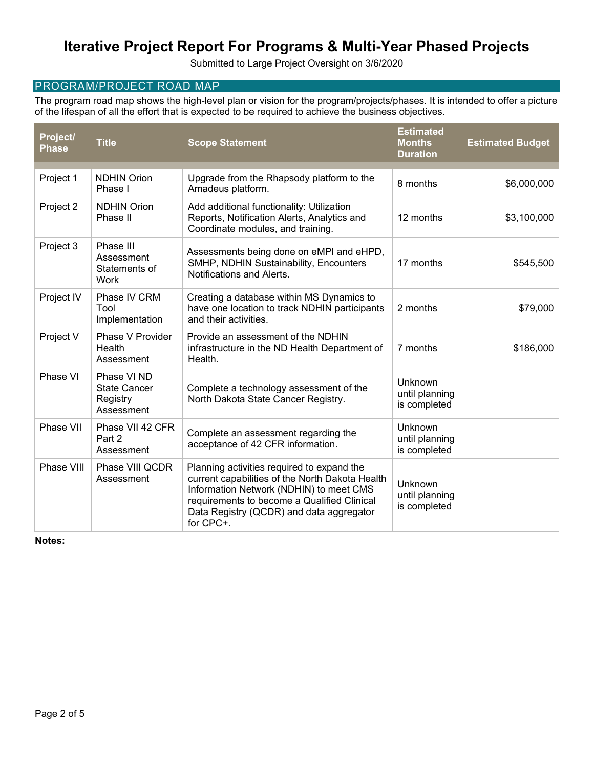# Iterative Project Report For Programs & Multi-Year Phased Projects

Submitted to Large Project Oversight on 3/6/2020

## PROGRAM/PROJECT ROAD MAP

The program road map shows the high-level plan or vision for the program/projects/phases. It is intended to offer a picture of the lifespan of all the effort that is expected to be required to achieve the business objectives.

| Project/ Phase | Title | Scope Statement | Estimated Months Duration | Estimated Budget |
|---|---|---|---|---|
| Project 1 | NDHIN Orion Phase I | Upgrade from the Rhapsody platform to the Amadeus platform. | 8 months | $6,000,000 |
| Project 2 | NDHIN Orion Phase II | Add additional functionality: Utilization Reports, Notification Alerts, Analytics and Coordinate modules, and training. | 12 months | $3,100,000 |
| Project 3 | Phase III Assessment Statements of Work | Assessments being done on eMPI and eHPD, SMHP, NDHIN Sustainability, Encounters Notifications and Alerts. | 17 months | $545,500 |
| Project IV | Phase IV CRM Tool Implementation | Creating a database within MS Dynamics to have one location to track NDHIN participants and their activities. | 2 months | $79,000 |
| Project V | Phase V Provider Health Assessment | Provide an assessment of the NDHIN infrastructure in the ND Health Department of Health. | 7 months | $186,000 |
| Phase VI | Phase VI ND State Cancer Registry Assessment | Complete a technology assessment of the North Dakota State Cancer Registry. | Unknown until planning is completed | |
| Phase VII | Phase VII 42 CFR Part 2 Assessment | Complete an assessment regarding the acceptance of 42 CFR information. | Unknown until planning is completed | |
| Phase VIII | Phase VIII QCDR Assessment | Planning activities required to expand the current capabilities of the North Dakota Health Information Network (NDHIN) to meet CMS requirements to become a Qualified Clinical Data Registry (QCDR) and data aggregator for CPC+. | Unknown until planning is completed | |

**Notes:**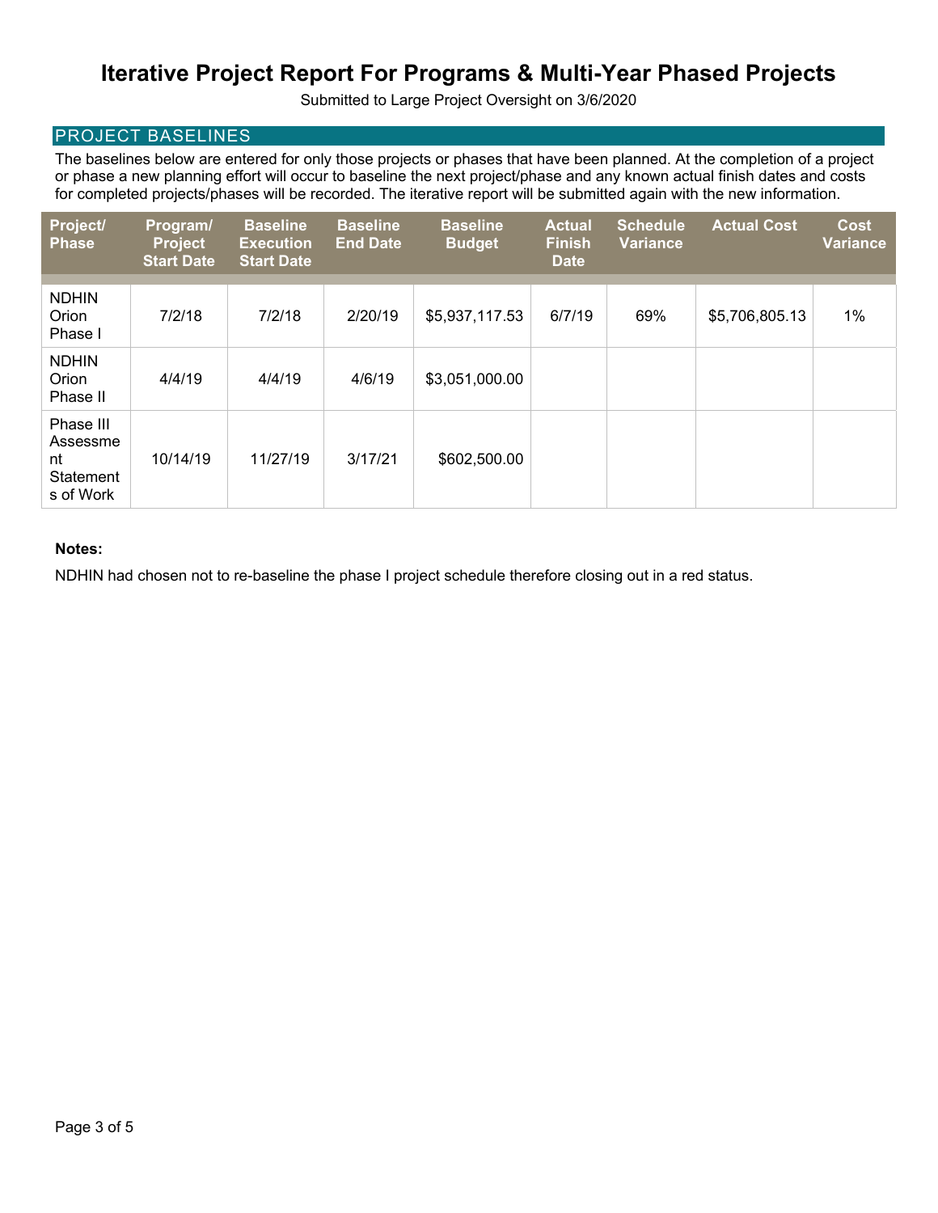# Iterative Project Report For Programs & Multi-Year Phased Projects

Submitted to Large Project Oversight on 3/6/2020

## PROJECT BASELINES

The baselines below are entered for only those projects or phases that have been planned. At the completion of a project or phase a new planning effort will occur to baseline the next project/phase and any known actual finish dates and costs for completed projects/phases will be recorded. The iterative report will be submitted again with the new information.

| Project/ Phase | Program/ Project Start Date | Baseline Execution Start Date | Baseline End Date | Baseline Budget | Actual Finish Date | Schedule Variance | Actual Cost | Cost Variance |
|---|---|---|---|---|---|---|---|---|
| NDHIN Orion Phase I | 7/2/18 | 7/2/18 | 2/20/19 | $5,937,117.53 | 6/7/19 | 69% | $5,706,805.13 | 1% |
| NDHIN Orion Phase II | 4/4/19 | 4/4/19 | 4/6/19 | $3,051,000.00 | | | | |
| Phase III Assessment Statements of Work | 10/14/19 | 11/27/19 | 3/17/21 | $602,500.00 | | | | |

**Notes:**

NDHIN had chosen not to re-baseline the phase I project schedule therefore closing out in a red status.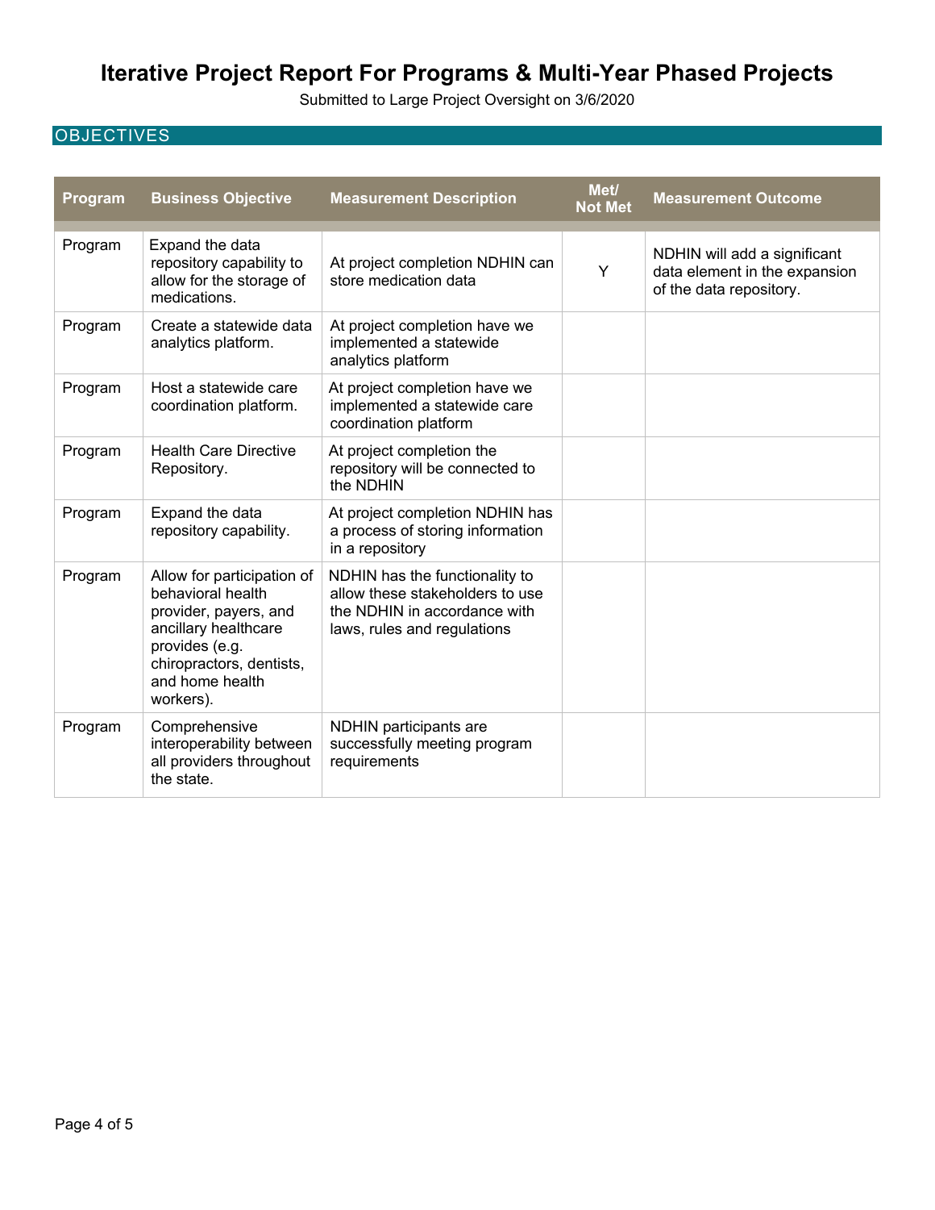# Iterative Project Report For Programs & Multi-Year Phased Projects

Submitted to Large Project Oversight on 3/6/2020

## OBJECTIVES

| Program | Business Objective | Measurement Description | Met/ Not Met | Measurement Outcome |
|---|---|---|---|---|
| Program | Expand the data repository capability to allow for the storage of medications. | At project completion NDHIN can store medication data | Y | NDHIN will add a significant data element in the expansion of the data repository. |
| Program | Create a statewide data analytics platform. | At project completion have we implemented a statewide analytics platform | | |
| Program | Host a statewide care coordination platform. | At project completion have we implemented a statewide care coordination platform | | |
| Program | Health Care Directive Repository. | At project completion the repository will be connected to the NDHIN | | |
| Program | Expand the data repository capability. | At project completion NDHIN has a process of storing information in a repository | | |
| Program | Allow for participation of behavioral health provider, payers, and ancillary healthcare provides (e.g. chiropractors, dentists, and home health workers). | NDHIN has the functionality to allow these stakeholders to use the NDHIN in accordance with laws, rules and regulations | | |
| Program | Comprehensive interoperability between all providers throughout the state. | NDHIN participants are successfully meeting program requirements | | |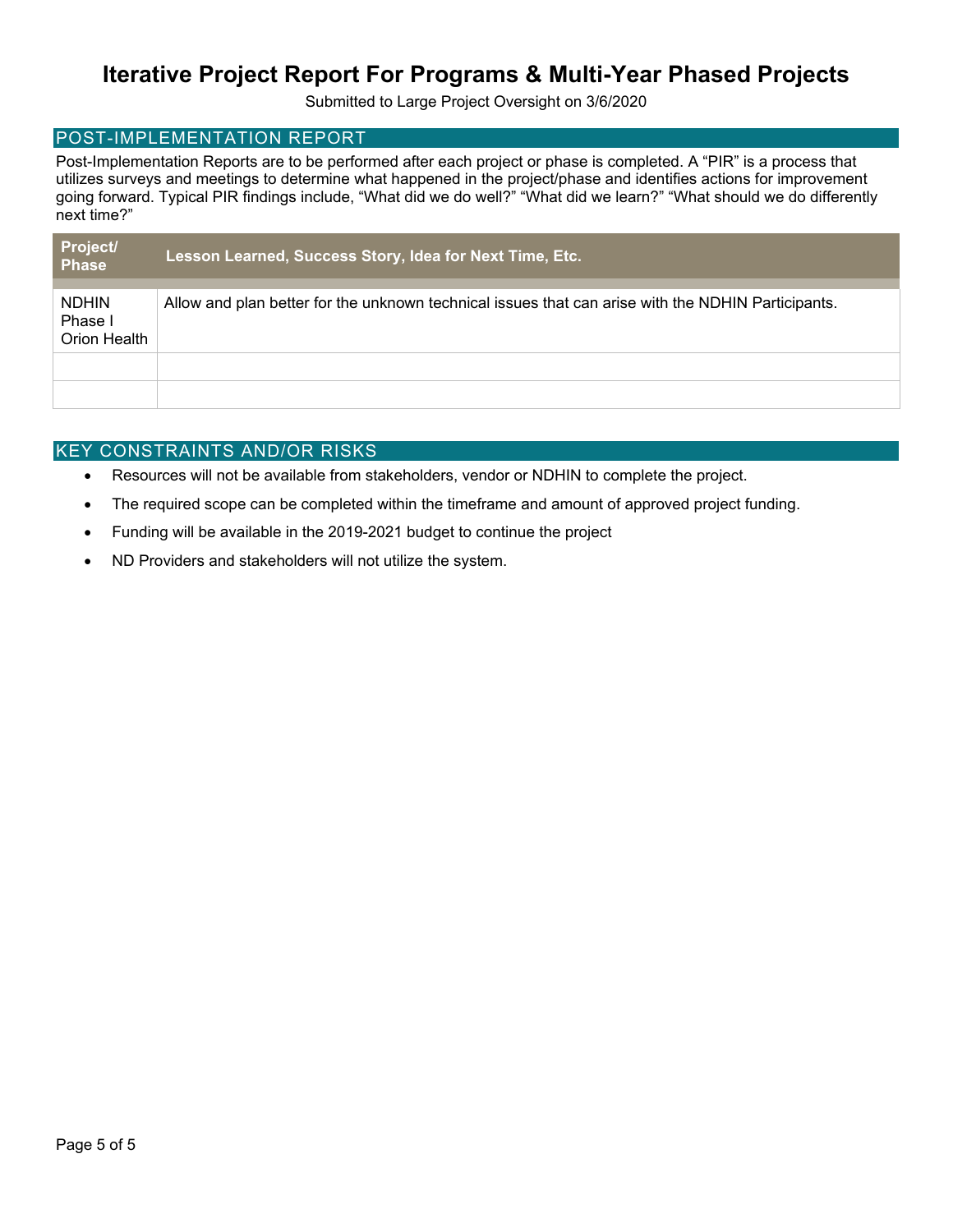# Iterative Project Report For Programs & Multi-Year Phased Projects

Submitted to Large Project Oversight on 3/6/2020

## POST-IMPLEMENTATION REPORT

Post-Implementation Reports are to be performed after each project or phase is completed. A “PIR” is a process that utilizes surveys and meetings to determine what happened in the project/phase and identifies actions for improvement going forward. Typical PIR findings include, “What did we do well?” “What did we learn?” “What should we do differently next time?”

| Project/ Phase | Lesson Learned, Success Story, Idea for Next Time, Etc. |
|---|---|
| NDHIN Phase I Orion Health | Allow and plan better for the unknown technical issues that can arise with the NDHIN Participants. |
| | |
| | |

## KEY CONSTRAINTS AND/OR RISKS

- Resources will not be available from stakeholders, vendor or NDHIN to complete the project.
- The required scope can be completed within the timeframe and amount of approved project funding.
- Funding will be available in the 2019-2021 budget to continue the project
- ND Providers and stakeholders will not utilize the system.